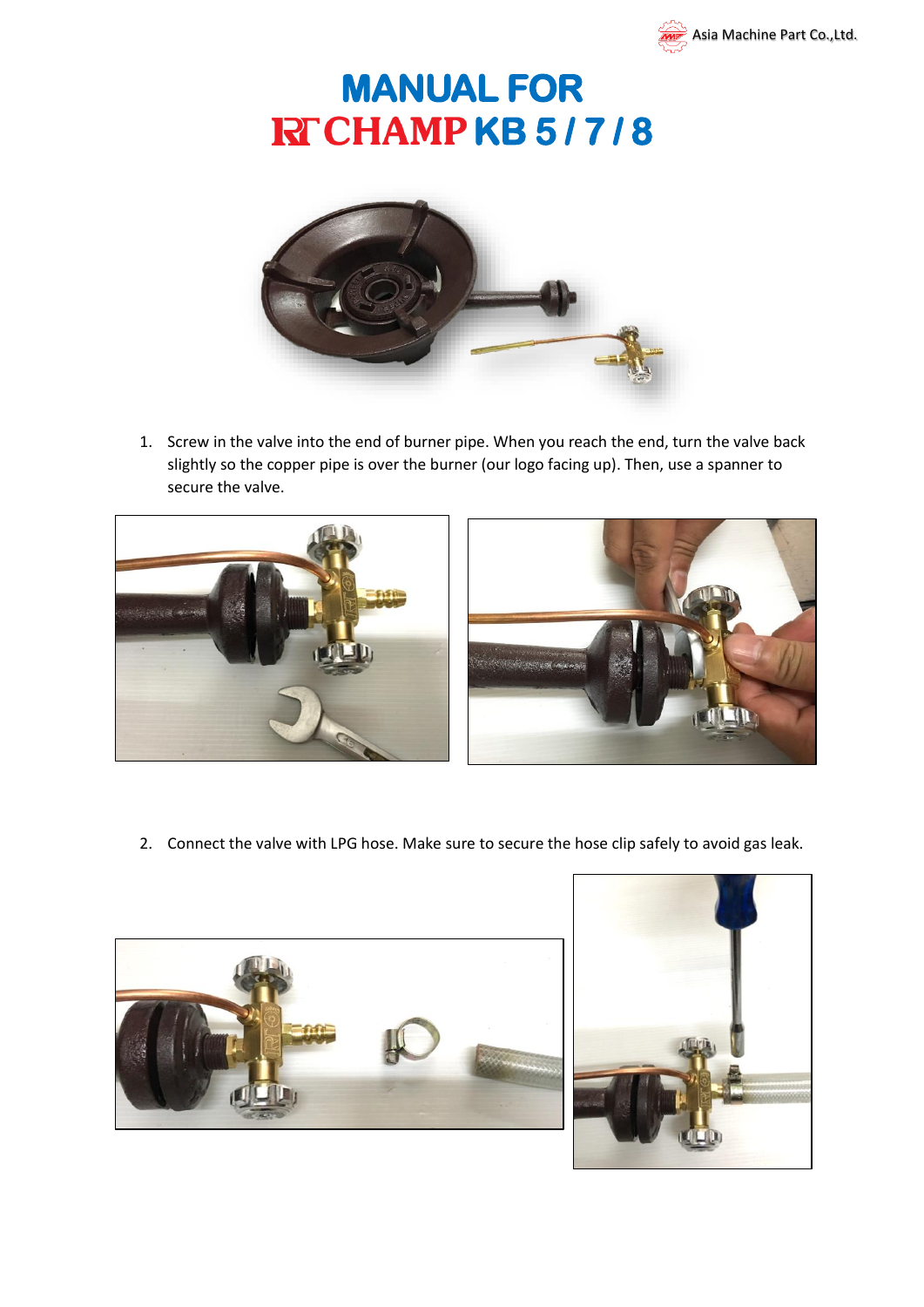Asia Machine Part Co.,Ltd.

# MANUAL FOR RT CHAMP KB 5 / 7 / 8

1. Screw in the valve into the end of burner pipe. When you reach the end, turn the valve back slightly so the copper pipe is over the burner (our logo facing up). Then, use a spanner to secure the valve.

2. Connect the valve with LPG hose. Make sure to secure the hose clip safely to avoid gas leak.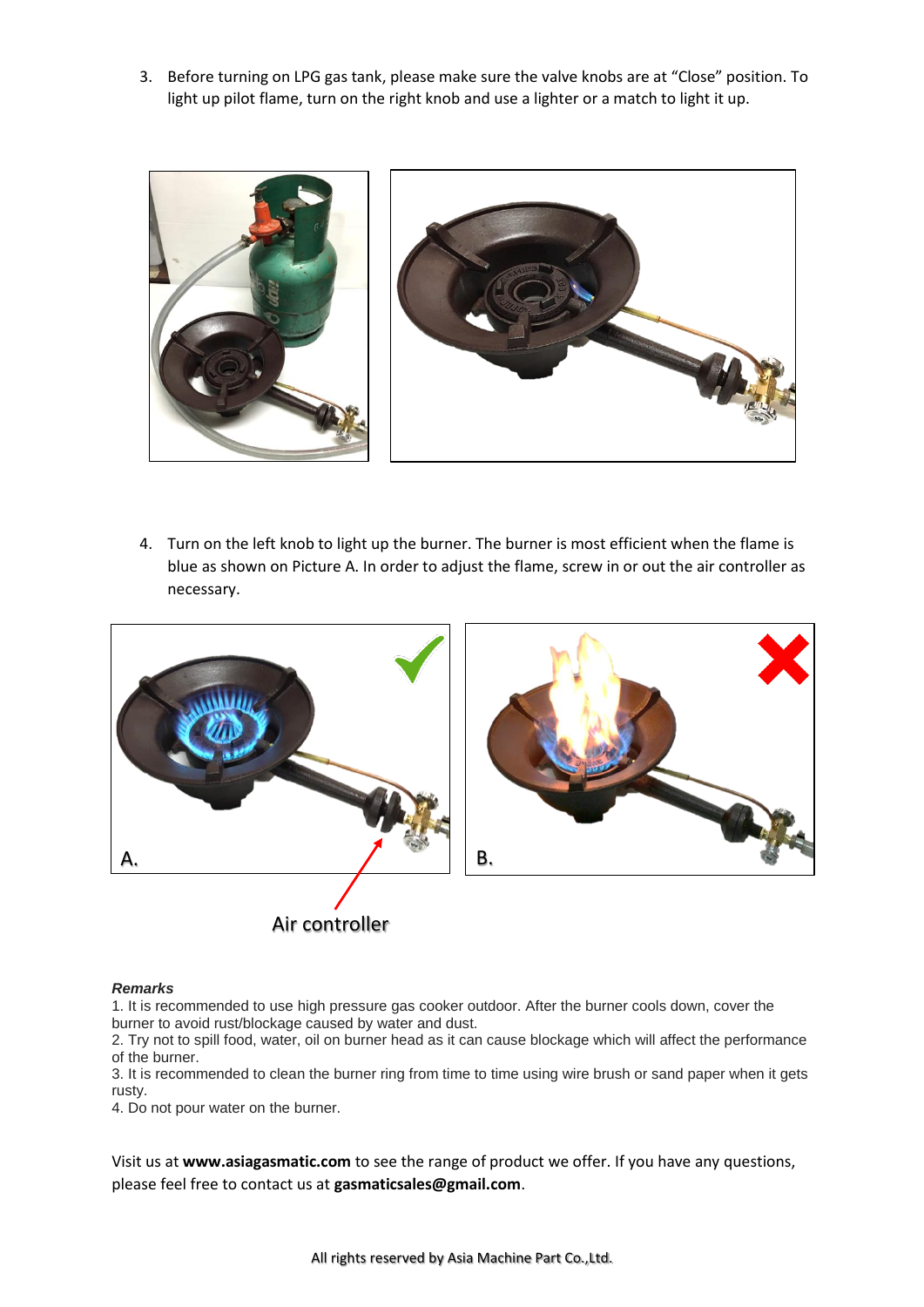3. Before turning on LPG gas tank, please make sure the valve knobs are at "Close" position. To light up pilot flame, turn on the right knob and use a lighter or a match to light it up.

4. Turn on the left knob to light up the burner. The burner is most efficient when the flame is blue as shown on Picture A. In order to adjust the flame, screw in or out the air controller as necessary.

A.

B.

Air controller

***Remarks***

1. It is recommended to use high pressure gas cooker outdoor. After the burner cools down, cover the burner to avoid rust/blockage caused by water and dust.
2. Try not to spill food, water, oil on burner head as it can cause blockage which will affect the performance of the burner.
3. It is recommended to clean the burner ring from time to time using wire brush or sand paper when it gets rusty.
4. Do not pour water on the burner.

Visit us at **www.asiagasmatic.com** to see the range of product we offer. If you have any questions, please feel free to contact us at **gasmaticsales@gmail.com**.

All rights reserved by Asia Machine Part Co.,Ltd.